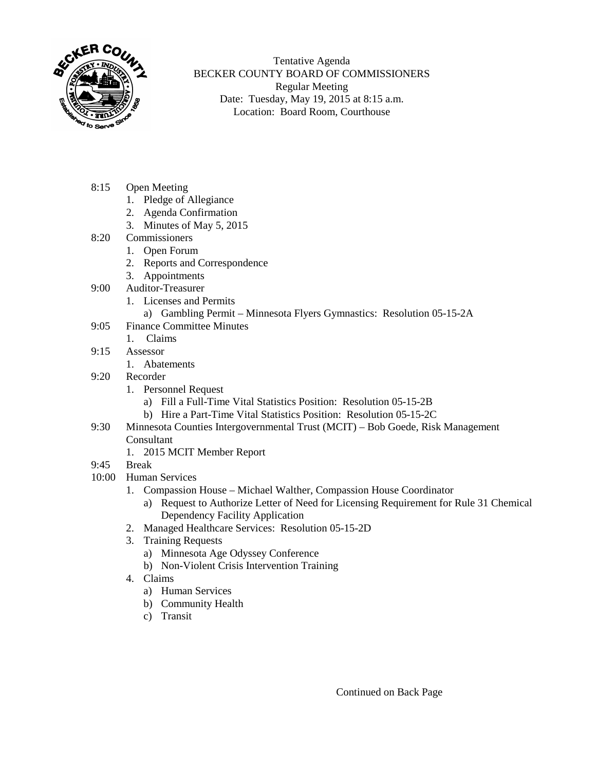Tentative Agenda
BECKER COUNTY BOARD OF COMMISSIONERS
Regular Meeting
Date: Tuesday, May 19, 2015 at 8:15 a.m.
Location: Board Room, Courthouse

8:15 Open Meeting
1. Pledge of Allegiance
2. Agenda Confirmation
3. Minutes of May 5, 2015

8:20 Commissioners
1. Open Forum
2. Reports and Correspondence
3. Appointments

9:00 Auditor-Treasurer
1. Licenses and Permits
    a) Gambling Permit – Minnesota Flyers Gymnastics: Resolution 05-15-2A

9:05 Finance Committee Minutes
1. Claims

9:15 Assessor
1. Abatements

9:20 Recorder
1. Personnel Request
    a) Fill a Full-Time Vital Statistics Position: Resolution 05-15-2B
    b) Hire a Part-Time Vital Statistics Position: Resolution 05-15-2C

9:30 Minnesota Counties Intergovernmental Trust (MCIT) – Bob Goede, Risk Management Consultant
1. 2015 MCIT Member Report

9:45 Break

10:00 Human Services
1. Compassion House – Michael Walther, Compassion House Coordinator
    a) Request to Authorize Letter of Need for Licensing Requirement for Rule 31 Chemical Dependency Facility Application
2. Managed Healthcare Services: Resolution 05-15-2D
3. Training Requests
    a) Minnesota Age Odyssey Conference
    b) Non-Violent Crisis Intervention Training
4. Claims
    a) Human Services
    b) Community Health
    c) Transit

Continued on Back Page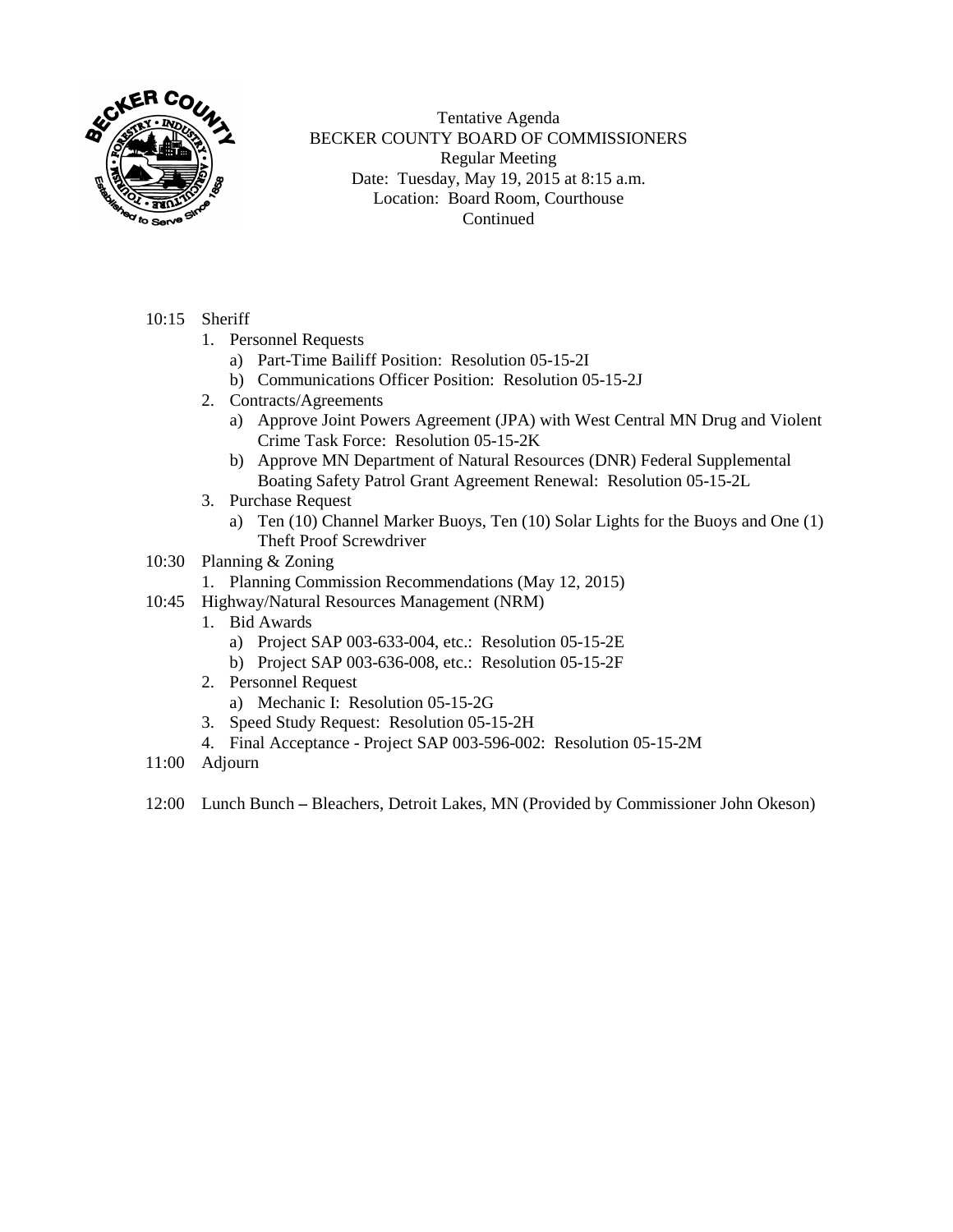Tentative Agenda
BECKER COUNTY BOARD OF COMMISSIONERS
Regular Meeting
Date: Tuesday, May 19, 2015 at 8:15 a.m.
Location: Board Room, Courthouse
Continued

10:15 Sheriff

1. Personnel Requests
   a) Part-Time Bailiff Position: Resolution 05-15-2I
   b) Communications Officer Position: Resolution 05-15-2J
2. Contracts/Agreements
   a) Approve Joint Powers Agreement (JPA) with West Central MN Drug and Violent Crime Task Force: Resolution 05-15-2K
   b) Approve MN Department of Natural Resources (DNR) Federal Supplemental Boating Safety Patrol Grant Agreement Renewal: Resolution 05-15-2L
3. Purchase Request
   a) Ten (10) Channel Marker Buoys, Ten (10) Solar Lights for the Buoys and One (1) Theft Proof Screwdriver

10:30 Planning & Zoning

1. Planning Commission Recommendations (May 12, 2015)

10:45 Highway/Natural Resources Management (NRM)

1. Bid Awards
   a) Project SAP 003-633-004, etc.: Resolution 05-15-2E
   b) Project SAP 003-636-008, etc.: Resolution 05-15-2F
2. Personnel Request
   a) Mechanic I: Resolution 05-15-2G
3. Speed Study Request: Resolution 05-15-2H
4. Final Acceptance - Project SAP 003-596-002: Resolution 05-15-2M

11:00 Adjourn

12:00 Lunch Bunch – Bleachers, Detroit Lakes, MN (Provided by Commissioner John Okeson)